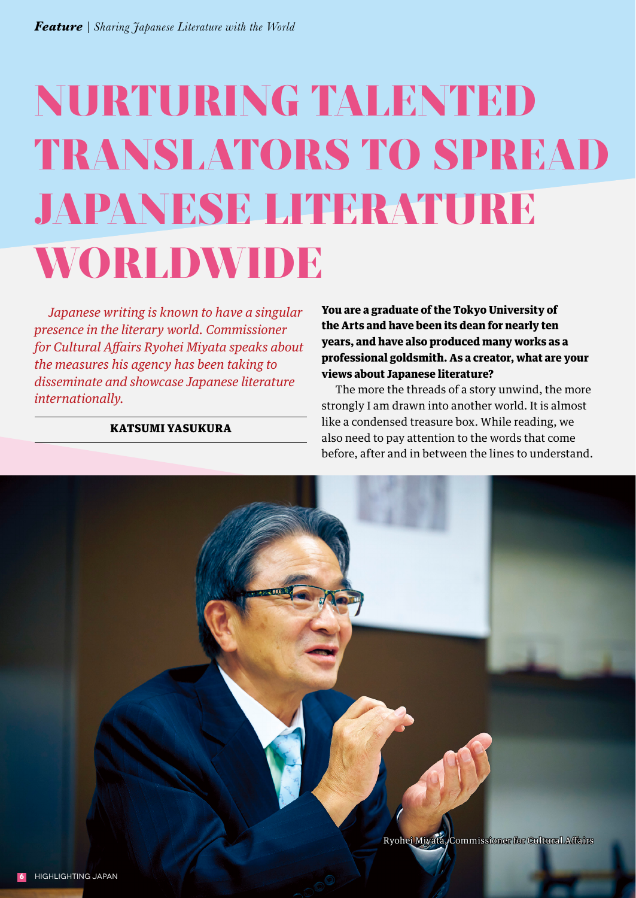# NURTURING TALENTED TRANSLATORS TO SPREAD JAPANESE LITERATURE WORLDWIDE

*Japanese writing is known to have a singular presence in the literary world. Commissioner for Cultural Affairs Ryohei Miyata speaks about the measures his agency has been taking to disseminate and showcase Japanese literature internationally.*

**KATSUMI YASUKURA**

**You are a graduate of the Tokyo University of the Arts and have been its dean for nearly ten years, and have also produced many works as a professional goldsmith. As a creator, what are your views about Japanese literature?**

The more the threads of a story unwind, the more strongly I am drawn into another world. It is almost like a condensed treasure box. While reading, we also need to pay attention to the words that come before, after and in between the lines to understand.

Ryohei Miyata, Commissioner for Cultural Affairs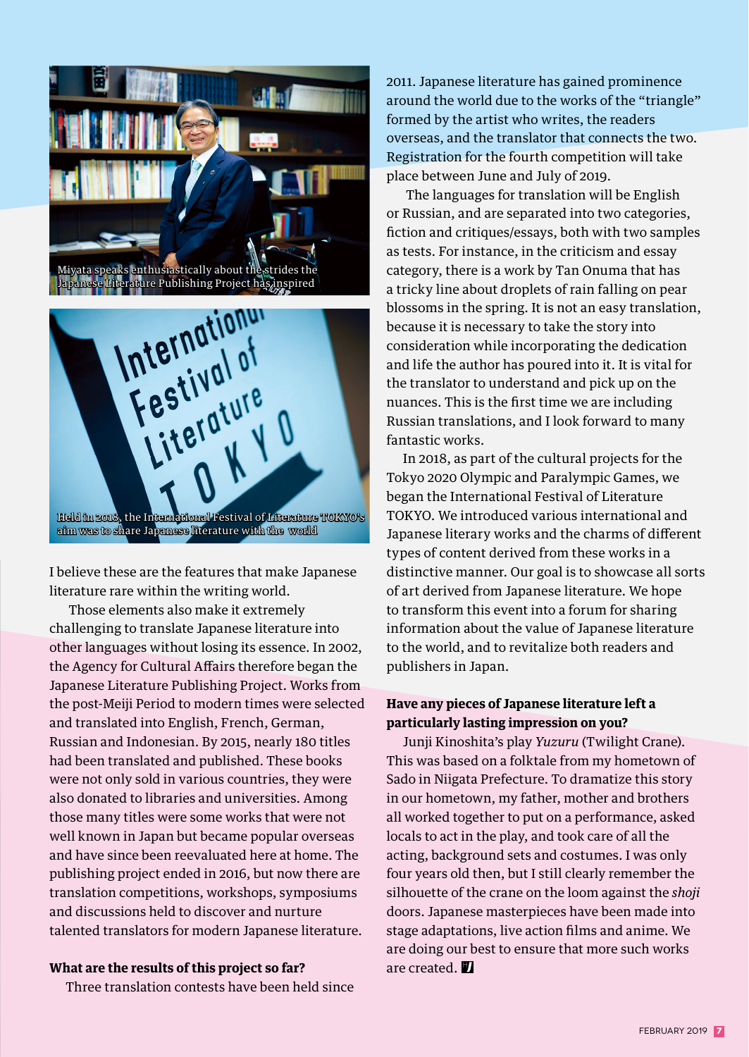Miyata speaks enthusiastically about the strides the Japanese Literature Publishing Project has inspired

Held in 2018, the International Festival of Literature TOKYO's aim was to share Japanese literature with the world

I believe these are the features that make Japanese literature rare within the writing world.

Those elements also make it extremely challenging to translate Japanese literature into other languages without losing its essence. In 2002, the Agency for Cultural Affairs therefore began the Japanese Literature Publishing Project. Works from the post-Meiji Period to modern times were selected and translated into English, French, German, Russian and Indonesian. By 2015, nearly 180 titles had been translated and published. These books were not only sold in various countries, they were also donated to libraries and universities. Among those many titles were some works that were not well known in Japan but became popular overseas and have since been reevaluated here at home. The publishing project ended in 2016, but now there are translation competitions, workshops, symposiums and discussions held to discover and nurture talented translators for modern Japanese literature.

**What are the results of this project so far?**

Three translation contests have been held since 2011. Japanese literature has gained prominence around the world due to the works of the "triangle" formed by the artist who writes, the readers overseas, and the translator that connects the two. Registration for the fourth competition will take place between June and July of 2019.

The languages for translation will be English or Russian, and are separated into two categories, fiction and critiques/essays, both with two samples as tests. For instance, in the criticism and essay category, there is a work by Tan Onuma that has a tricky line about droplets of rain falling on pear blossoms in the spring. It is not an easy translation, because it is necessary to take the story into consideration while incorporating the dedication and life the author has poured into it. It is vital for the translator to understand and pick up on the nuances. This is the first time we are including Russian translations, and I look forward to many fantastic works.

In 2018, as part of the cultural projects for the Tokyo 2020 Olympic and Paralympic Games, we began the International Festival of Literature TOKYO. We introduced various international and Japanese literary works and the charms of different types of content derived from these works in a distinctive manner. Our goal is to showcase all sorts of art derived from Japanese literature. We hope to transform this event into a forum for sharing information about the value of Japanese literature to the world, and to revitalize both readers and publishers in Japan.

**Have any pieces of Japanese literature left a particularly lasting impression on you?**

Junji Kinoshita's play *Yuzuru* (Twilight Crane). This was based on a folktale from my hometown of Sado in Niigata Prefecture. To dramatize this story in our hometown, my father, mother and brothers all worked together to put on a performance, asked locals to act in the play, and took care of all the acting, background sets and costumes. I was only four years old then, but I still clearly remember the silhouette of the crane on the loom against the *shoji* doors. Japanese masterpieces have been made into stage adaptations, live action films and anime. We are doing our best to ensure that more such works are created.